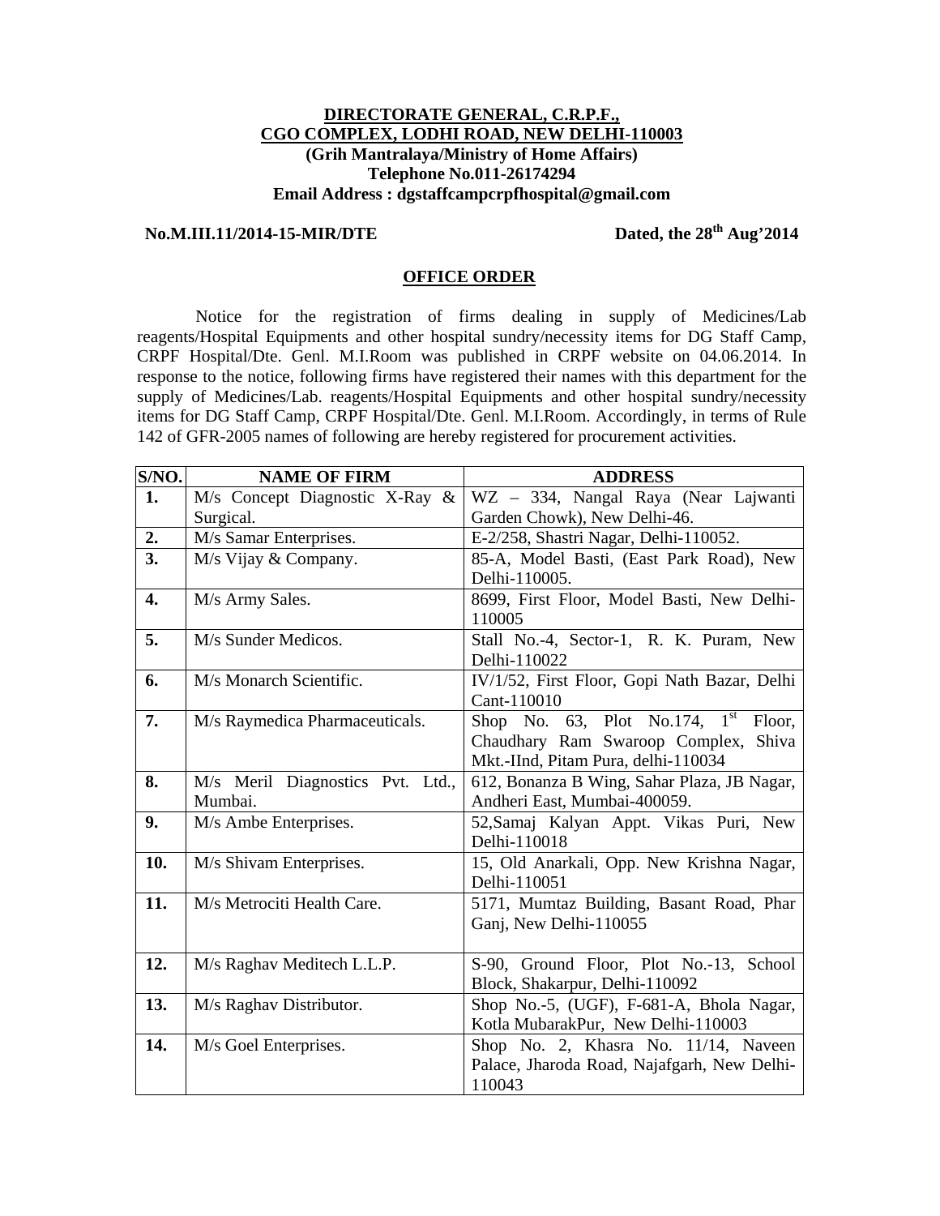**DIRECTORATE GENERAL, C.R.P.F.,**
**CGO COMPLEX, LODHI ROAD, NEW DELHI-110003**
**(Grih Mantralaya/Ministry of Home Affairs)**
**Telephone No.011-26174294**
**Email Address : dgstaffcampcrpfhospital@gmail.com**

**No.M.III.11/2014-15-MIR/DTE** **Dated, the 28th Aug'2014**

## OFFICE ORDER

Notice for the registration of firms dealing in supply of Medicines/Lab reagents/Hospital Equipments and other hospital sundry/necessity items for DG Staff Camp, CRPF Hospital/Dte. Genl. M.I.Room was published in CRPF website on 04.06.2014. In response to the notice, following firms have registered their names with this department for the supply of Medicines/Lab. reagents/Hospital Equipments and other hospital sundry/necessity items for DG Staff Camp, CRPF Hospital/Dte. Genl. M.I.Room. Accordingly, in terms of Rule 142 of GFR-2005 names of following are hereby registered for procurement activities.

| S/NO. | NAME OF FIRM | ADDRESS |
|---|---|---|
| **1.** | M/s Concept Diagnostic X-Ray & Surgical. | WZ – 334, Nangal Raya (Near Lajwanti Garden Chowk), New Delhi-46. |
| **2.** | M/s Samar Enterprises. | E-2/258, Shastri Nagar, Delhi-110052. |
| **3.** | M/s Vijay & Company. | 85-A, Model Basti, (East Park Road), New Delhi-110005. |
| **4.** | M/s Army Sales. | 8699, First Floor, Model Basti, New Delhi-110005 |
| **5.** | M/s Sunder Medicos. | Stall No.-4, Sector-1, R. K. Puram, New Delhi-110022 |
| **6.** | M/s Monarch Scientific. | IV/1/52, First Floor, Gopi Nath Bazar, Delhi Cant-110010 |
| **7.** | M/s Raymedica Pharmaceuticals. | Shop No. 63, Plot No.174, 1st Floor, Chaudhary Ram Swaroop Complex, Shiva Mkt.-IInd, Pitam Pura, delhi-110034 |
| **8.** | M/s Meril Diagnostics Pvt. Ltd., Mumbai. | 612, Bonanza B Wing, Sahar Plaza, JB Nagar, Andheri East, Mumbai-400059. |
| **9.** | M/s Ambe Enterprises. | 52,Samaj Kalyan Appt. Vikas Puri, New Delhi-110018 |
| **10.** | M/s Shivam Enterprises. | 15, Old Anarkali, Opp. New Krishna Nagar, Delhi-110051 |
| **11.** | M/s Metrociti Health Care. | 5171, Mumtaz Building, Basant Road, Phar Ganj, New Delhi-110055 |
| **12.** | M/s Raghav Meditech L.L.P. | S-90, Ground Floor, Plot No.-13, School Block, Shakarpur, Delhi-110092 |
| **13.** | M/s Raghav Distributor. | Shop No.-5, (UGF), F-681-A, Bhola Nagar, Kotla MubarakPur, New Delhi-110003 |
| **14.** | M/s Goel Enterprises. | Shop No. 2, Khasra No. 11/14, Naveen Palace, Jharoda Road, Najafgarh, New Delhi-110043 |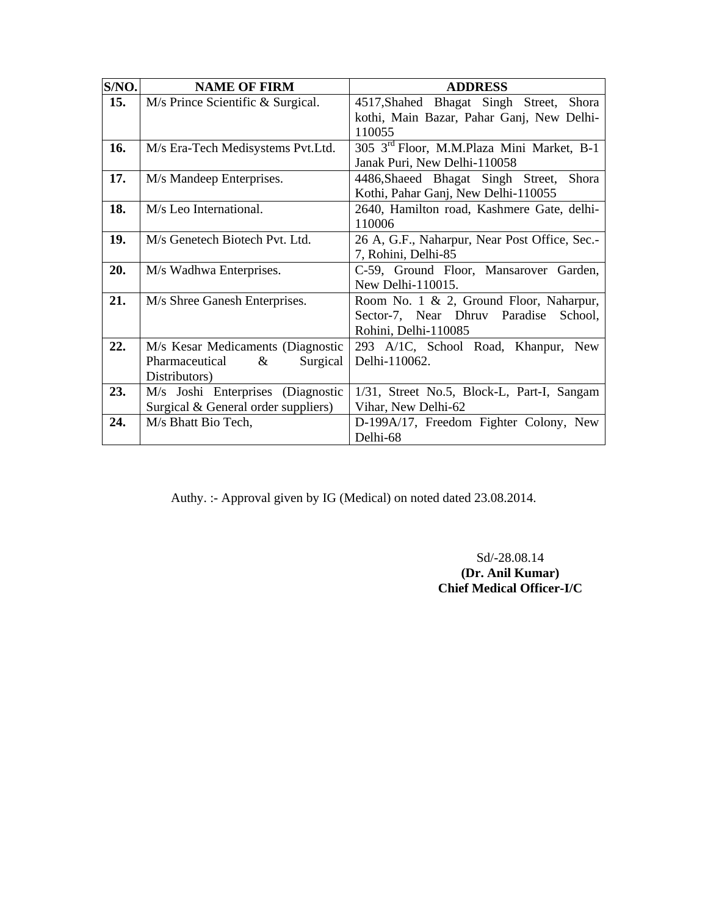| S/NO. | NAME OF FIRM | ADDRESS |
|---|---|---|
| **15.** | M/s Prince Scientific & Surgical. | 4517,Shahed Bhagat Singh Street, Shora kothi, Main Bazar, Pahar Ganj, New Delhi-110055 |
| **16.** | M/s Era-Tech Medisystems Pvt.Ltd. | 305 3rd Floor, M.M.Plaza Mini Market, B-1 Janak Puri, New Delhi-110058 |
| **17.** | M/s Mandeep Enterprises. | 4486,Shaeed Bhagat Singh Street, Shora Kothi, Pahar Ganj, New Delhi-110055 |
| **18.** | M/s Leo International. | 2640, Hamilton road, Kashmere Gate, delhi-110006 |
| **19.** | M/s Genetech Biotech Pvt. Ltd. | 26 A, G.F., Naharpur, Near Post Office, Sec.-7, Rohini, Delhi-85 |
| **20.** | M/s Wadhwa Enterprises. | C-59, Ground Floor, Mansarover Garden, New Delhi-110015. |
| **21.** | M/s Shree Ganesh Enterprises. | Room No. 1 & 2, Ground Floor, Naharpur, Sector-7, Near Dhruv Paradise School, Rohini, Delhi-110085 |
| **22.** | M/s Kesar Medicaments (Diagnostic Pharmaceutical & Surgical Distributors) | 293 A/1C, School Road, Khanpur, New Delhi-110062. |
| **23.** | M/s Joshi Enterprises (Diagnostic Surgical & General order suppliers) | 1/31, Street No.5, Block-L, Part-I, Sangam Vihar, New Delhi-62 |
| **24.** | M/s Bhatt Bio Tech, | D-199A/17, Freedom Fighter Colony, New Delhi-68 |

Authy. :- Approval given by IG (Medical) on noted dated 23.08.2014.

Sd/-28.08.14
**(Dr. Anil Kumar)**
**Chief Medical Officer-I/C**